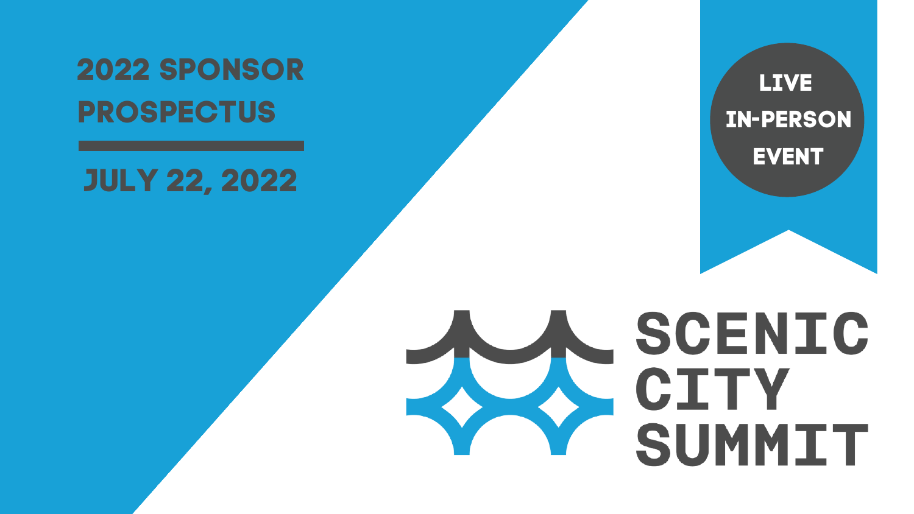# 2022 SPONSOR PROSPECTUS

## JULY 22, 2022

**LIVE IN-PERSON EVENT**

# SCENIC CITY SUMMIT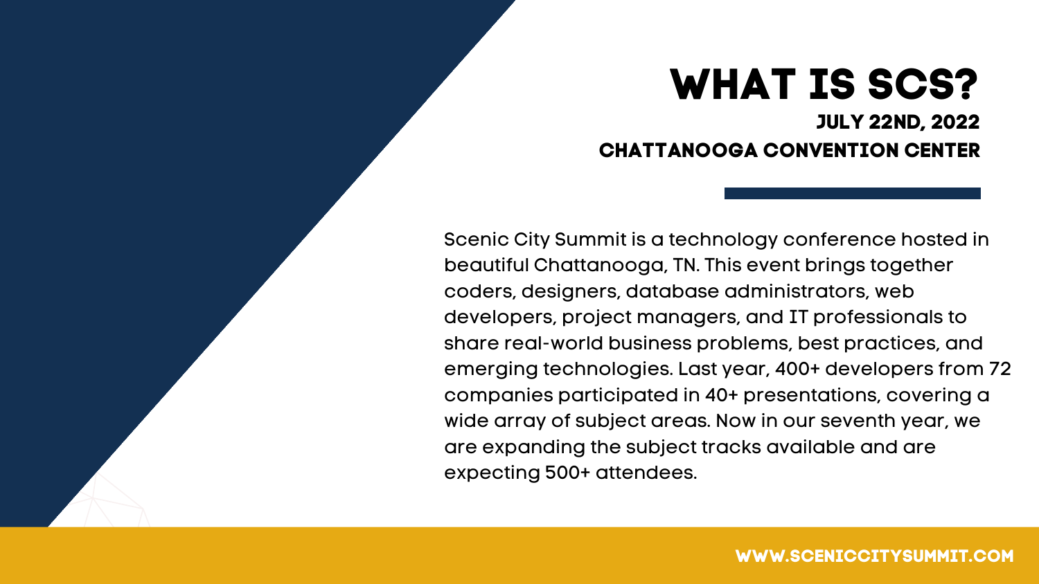# WHAT IS SCS?

**JULY 22ND, 2022**

**CHATTANOOGA CONVENTION CENTER**

Scenic City Summit is a technology conference hosted in beautiful Chattanooga, TN. This event brings together coders, designers, database administrators, web developers, project managers, and IT professionals to share real-world business problems, best practices, and emerging technologies. Last year, 400+ developers from 72 companies participated in 40+ presentations, covering a wide array of subject areas. Now in our seventh year, we are expanding the subject tracks available and are expecting 500+ attendees.

WWW.SCENICCITYSUMMIT.COM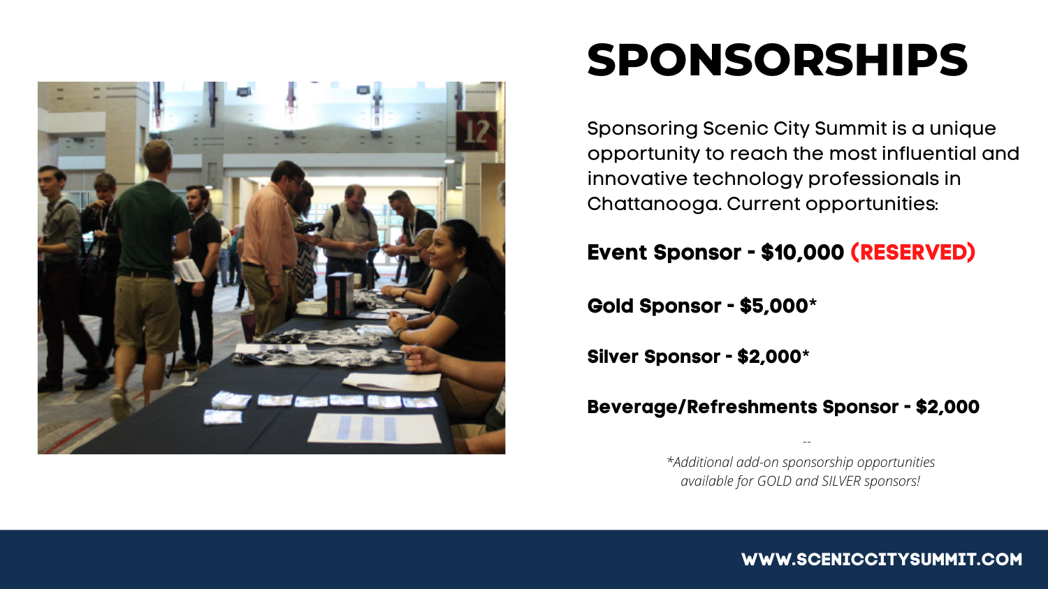# SPONSORSHIPS

Sponsoring Scenic City Summit is a unique opportunity to reach the most influential and innovative technology professionals in Chattanooga. Current opportunities:

**Event Sponsor - $10,000 (RESERVED)**

**Gold Sponsor - $5,000***

**Silver Sponsor - $2,000***

**Beverage/Refreshments Sponsor - $2,000**

--

*\*Additional add-on sponsorship opportunities available for GOLD and SILVER sponsors!*

**WWW.SCENICCITYSUMMIT.COM**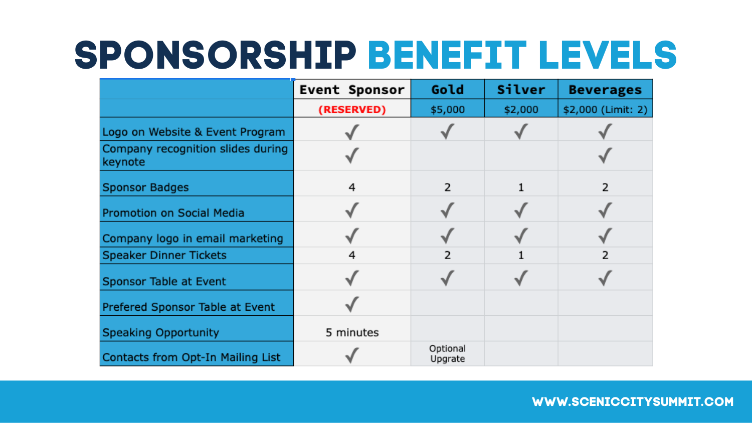# SPONSORSHIP BENEFIT LEVELS

| | Event Sponsor | Gold | Silver | Beverages |
|---|---|---|---|---|
| | (RESERVED) | $5,000 | $2,000 | $2,000 (Limit: 2) |
| Logo on Website & Event Program | ✓ | ✓ | ✓ | ✓ |
| Company recognition slides during keynote | ✓ | | | ✓ |
| Sponsor Badges | 4 | 2 | 1 | 2 |
| Promotion on Social Media | ✓ | ✓ | ✓ | ✓ |
| Company logo in email marketing | ✓ | ✓ | ✓ | ✓ |
| Speaker Dinner Tickets | 4 | 2 | 1 | 2 |
| Sponsor Table at Event | ✓ | ✓ | ✓ | ✓ |
| Prefered Sponsor Table at Event | ✓ | | | |
| Speaking Opportunity | 5 minutes | | | |
| Contacts from Opt-In Mailing List | ✓ | Optional Upgrate | | |

WWW.SCENICCITYSUMMIT.COM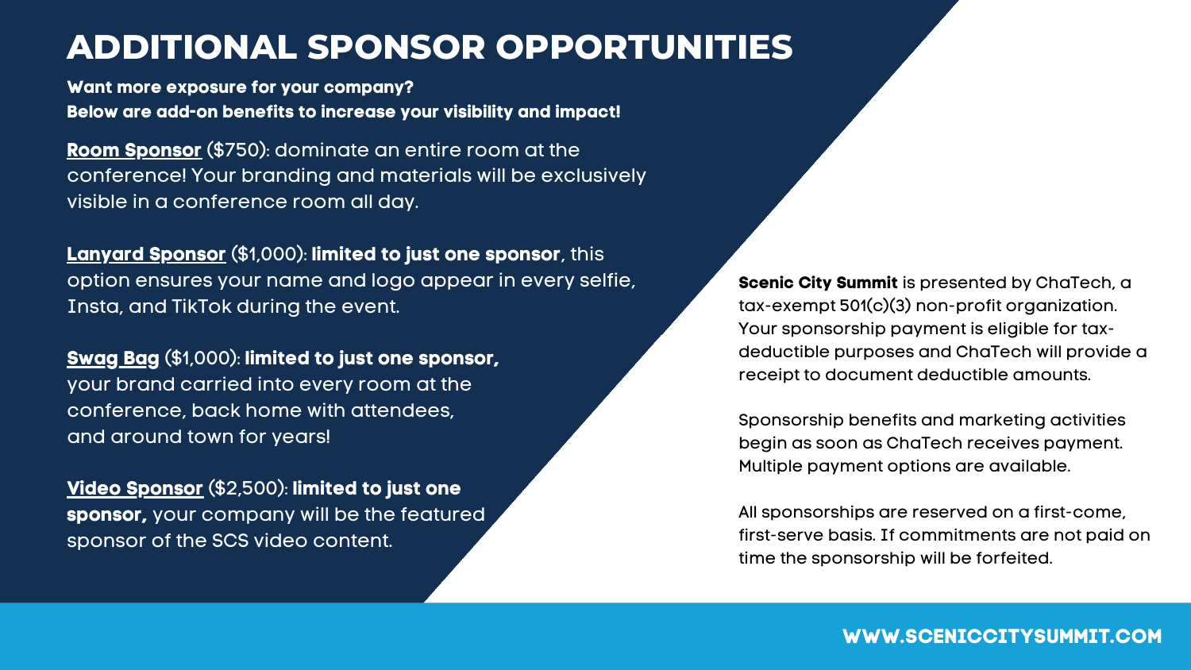# ADDITIONAL SPONSOR OPPORTUNITIES

**Want more exposure for your company?**
**Below are add-on benefits to increase your visibility and impact!**

**Room Sponsor** ($750): dominate an entire room at the conference! Your branding and materials will be exclusively visible in a conference room all day.

**Lanyard Sponsor** ($1,000): **limited to just one sponsor**, this option ensures your name and logo appear in every selfie, Insta, and TikTok during the event.

**Swag Bag** ($1,000): **limited to just one sponsor,** your brand carried into every room at the conference, back home with attendees, and around town for years!

**Video Sponsor** ($2,500): **limited to just one sponsor,** your company will be the featured sponsor of the SCS video content.

**Scenic City Summit** is presented by ChaTech, a tax-exempt 501(c)(3) non-profit organization. Your sponsorship payment is eligible for tax-deductible purposes and ChaTech will provide a receipt to document deductible amounts.

Sponsorship benefits and marketing activities begin as soon as ChaTech receives payment. Multiple payment options are available.

All sponsorships are reserved on a first-come, first-serve basis. If commitments are not paid on time the sponsorship will be forfeited.

**WWW.SCENICCITYSUMMIT.COM**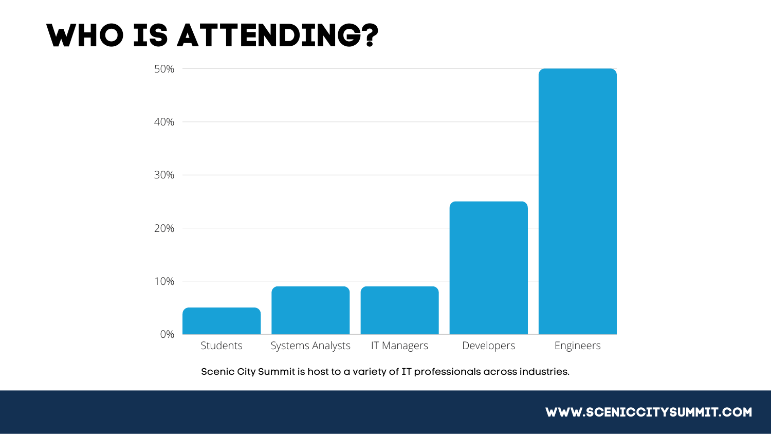# WHO IS ATTENDING?

| Category | Percentage |
| --- | --- |
| Students | 5% |
| Systems Analysts | 9% |
| IT Managers | 9% |
| Developers | 25% |
| Engineers | 50% |

Scenic City Summit is host to a variety of IT professionals across industries.

WWW.SCENICCITYSUMMIT.COM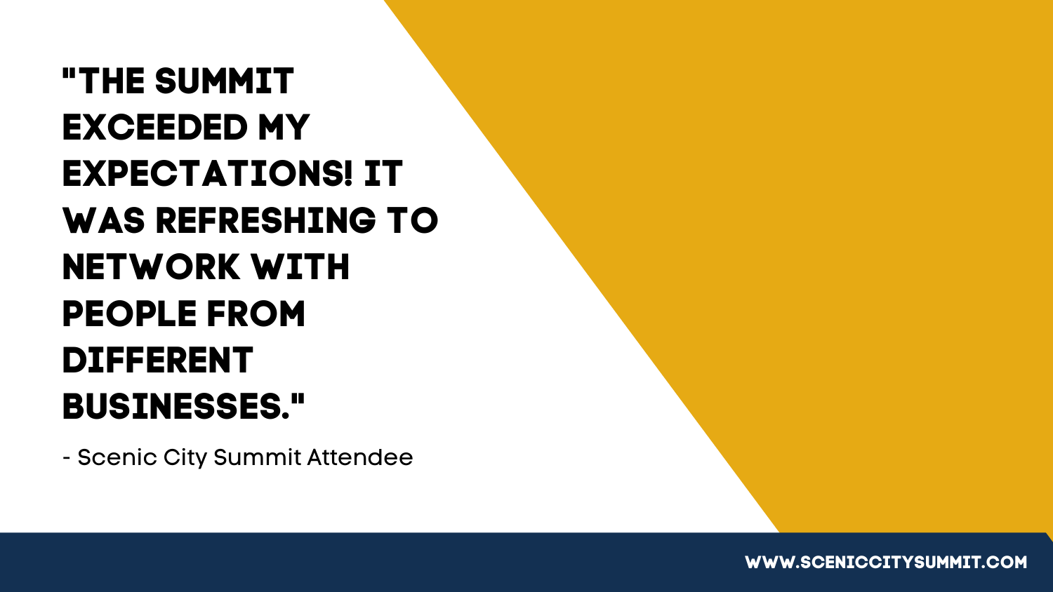**"THE SUMMIT EXCEEDED MY EXPECTATIONS! IT WAS REFRESHING TO NETWORK WITH PEOPLE FROM DIFFERENT BUSINESSES."**

- Scenic City Summit Attendee

WWW.SCENICCITYSUMMIT.COM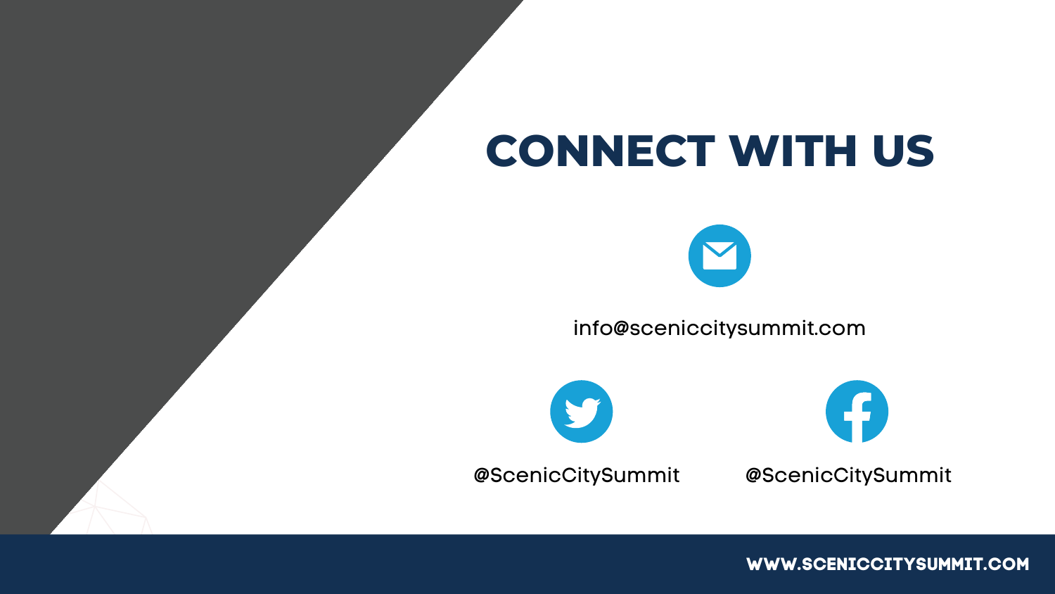# CONNECT WITH US

info@sceniccitysummit.com

@ScenicCitySummit

@ScenicCitySummit

WWW.SCENICCITYSUMMIT.COM